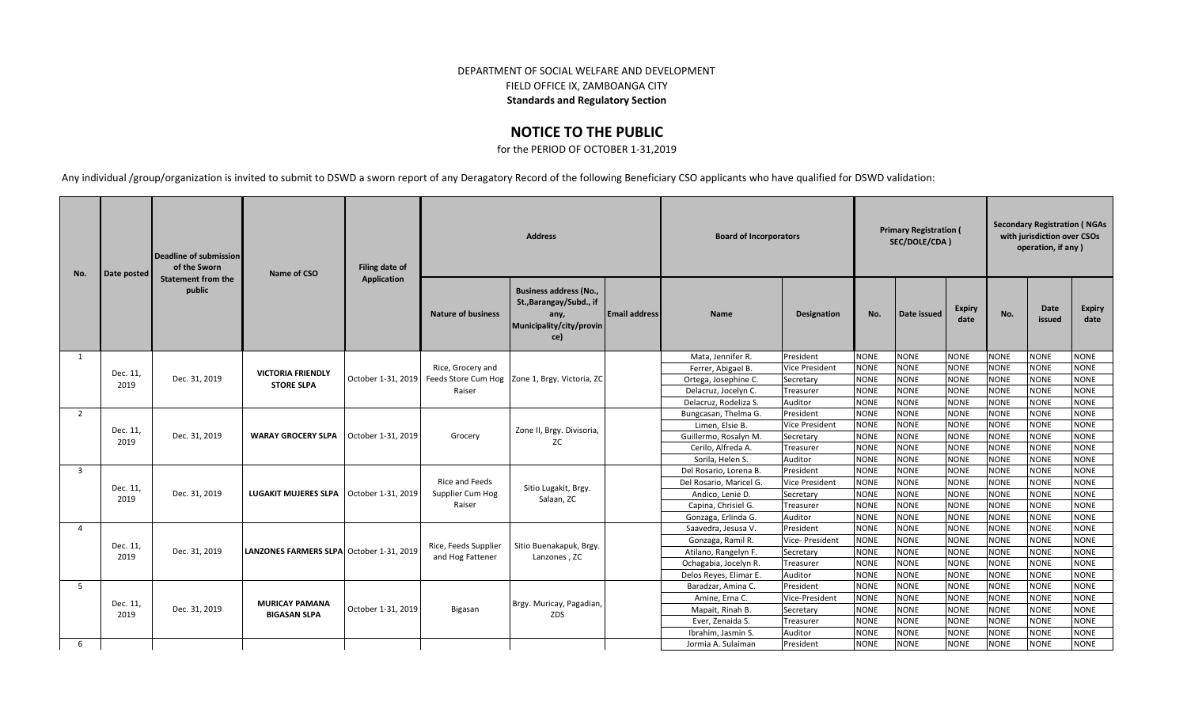DEPARTMENT OF SOCIAL WELFARE AND DEVELOPMENT

FIELD OFFICE IX, ZAMBOANGA CITY

**Standards and Regulatory Section**

# NOTICE TO THE PUBLIC

for the PERIOD OF OCTOBER 1-31,2019

Any individual /group/organization is invited to submit to DSWD a sworn report of any Deragatory Record of the following Beneficiary CSO applicants who have qualified for DSWD validation:

| No. | Date posted | Deadline of submission of the Sworn Statement from the public | Name of CSO | Filing date of Application | Address | | | Board of Incorporators | | Primary Registration ( SEC/DOLE/CDA ) | | | Secondary Registration ( NGAs with jurisdiction over CSOs operation, if any ) | | |
|---|---|---|---|---|---|---|---|---|---|---|---|---|---|---|---|
| | | | | | Nature of business | Business address (No., St.,Barangay/Subd., if any, Municipality/city/province) | Email address | Name | Designation | No. | Date issued | Expiry date | No. | Date issued | Expiry date |
| 1 | Dec. 11, 2019 | Dec. 31, 2019 | **VICTORIA FRIENDLY STORE SLPA** | October 1-31, 2019 | Rice, Grocery and Feeds Store Cum Hog Raiser | Zone 1, Brgy. Victoria, ZC | | Mata, Jennifer R. | President | NONE | NONE | NONE | NONE | NONE | NONE |
| | | | | | | | | Ferrer, Abigael B. | Vice President | NONE | NONE | NONE | NONE | NONE | NONE |
| | | | | | | | | Ortega, Josephine C. | Secretary | NONE | NONE | NONE | NONE | NONE | NONE |
| | | | | | | | | Delacruz, Jocelyn C. | Treasurer | NONE | NONE | NONE | NONE | NONE | NONE |
| | | | | | | | | Delacruz, Rodeliza S. | Auditor | NONE | NONE | NONE | NONE | NONE | NONE |
| 2 | Dec. 11, 2019 | Dec. 31, 2019 | **WARAY GROCERY SLPA** | October 1-31, 2019 | Grocery | Zone II, Brgy. Divisoria, ZC | | Bungcasan, Thelma G. | President | NONE | NONE | NONE | NONE | NONE | NONE |
| | | | | | | | | Limen, Elsie B. | Vice President | NONE | NONE | NONE | NONE | NONE | NONE |
| | | | | | | | | Guillermo, Rosalyn M. | Secretary | NONE | NONE | NONE | NONE | NONE | NONE |
| | | | | | | | | Cerilo, Alfreda A. | Treasurer | NONE | NONE | NONE | NONE | NONE | NONE |
| | | | | | | | | Sorila, Helen S. | Auditor | NONE | NONE | NONE | NONE | NONE | NONE |
| 3 | Dec. 11, 2019 | Dec. 31, 2019 | **LUGAKIT MUJERES SLPA** | October 1-31, 2019 | Rice and Feeds Supplier Cum Hog Raiser | Sitio Lugakit, Brgy. Salaan, ZC | | Del Rosario, Lorena B. | President | NONE | NONE | NONE | NONE | NONE | NONE |
| | | | | | | | | Del Rosario, Maricel G. | Vice President | NONE | NONE | NONE | NONE | NONE | NONE |
| | | | | | | | | Andico, Lenie D. | Secretary | NONE | NONE | NONE | NONE | NONE | NONE |
| | | | | | | | | Capina, Chrisiel G. | Treasurer | NONE | NONE | NONE | NONE | NONE | NONE |
| | | | | | | | | Gonzaga, Erlinda G. | Auditor | NONE | NONE | NONE | NONE | NONE | NONE |
| 4 | Dec. 11, 2019 | Dec. 31, 2019 | **LANZONES FARMERS SLPA** | October 1-31, 2019 | Rice, Feeds Supplier and Hog Fattener | Sitio Buenakapuk, Brgy. Lanzones , ZC | | Saavedra, Jesusa V. | President | NONE | NONE | NONE | NONE | NONE | NONE |
| | | | | | | | | Gonzaga, Ramil R. | Vice- President | NONE | NONE | NONE | NONE | NONE | NONE |
| | | | | | | | | Atilano, Rangelyn F. | Secretary | NONE | NONE | NONE | NONE | NONE | NONE |
| | | | | | | | | Ochagabia, Jocelyn R. | Treasurer | NONE | NONE | NONE | NONE | NONE | NONE |
| | | | | | | | | Delos Reyes, Elimar E. | Auditor | NONE | NONE | NONE | NONE | NONE | NONE |
| 5 | Dec. 11, 2019 | Dec. 31, 2019 | **MURICAY PAMANA BIGASAN SLPA** | October 1-31, 2019 | Bigasan | Brgy. Muricay, Pagadian, ZDS | | Baradzar, Amina C. | President | NONE | NONE | NONE | NONE | NONE | NONE |
| | | | | | | | | Amine, Erna C. | Vice-President | NONE | NONE | NONE | NONE | NONE | NONE |
| | | | | | | | | Mapait, Rinah B. | Secretary | NONE | NONE | NONE | NONE | NONE | NONE |
| | | | | | | | | Ever, Zenaida S. | Treasurer | NONE | NONE | NONE | NONE | NONE | NONE |
| | | | | | | | | Ibrahim, Jasmin S. | Auditor | NONE | NONE | NONE | NONE | NONE | NONE |
| 6 | | | | | | | | Jormia A. Sulaiman | President | NONE | NONE | NONE | NONE | NONE | NONE |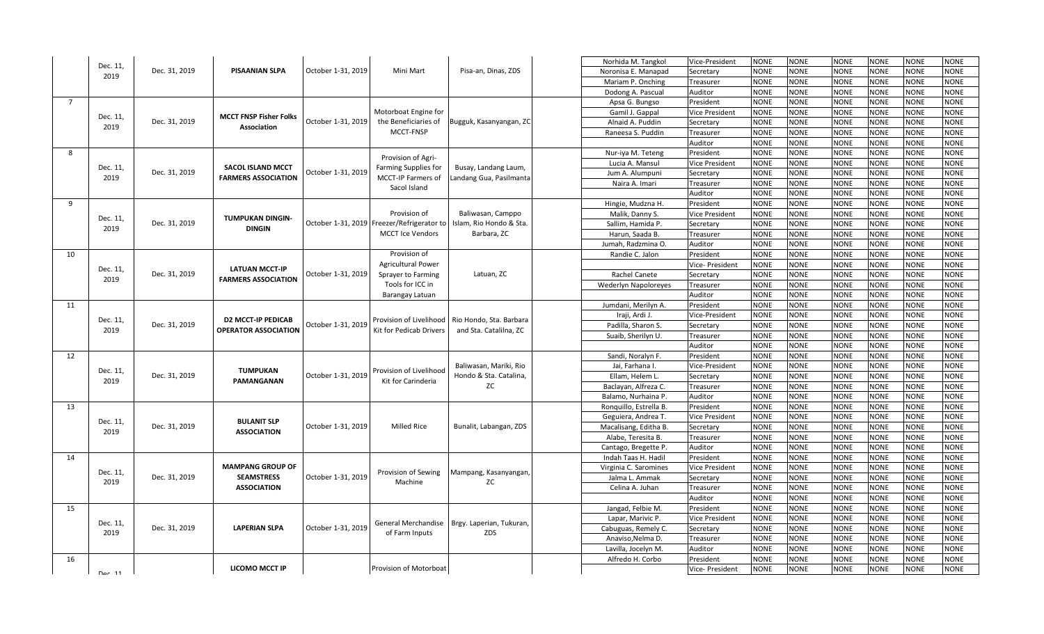|  |  |  |  |  |  |  |  |  |  |  |  |  |  |  |  |
|---|---|---|---|---|---|---|---|---|---|---|---|---|---|---|---|
|  | Dec. 11, 2019 | Dec. 31, 2019 | PISAANIAN SLPA | October 1-31, 2019 | Mini Mart | Pisa-an, Dinas, ZDS |  | Norhida M. Tangkol | Vice-President | NONE | NONE | NONE | NONE | NONE | NONE |
|  |  |  |  |  |  |  |  | Noronisa E. Manapad | Secretary | NONE | NONE | NONE | NONE | NONE | NONE |
|  |  |  |  |  |  |  |  | Mariam P. Onching | Treasurer | NONE | NONE | NONE | NONE | NONE | NONE |
|  |  |  |  |  |  |  |  | Dodong A. Pascual | Auditor | NONE | NONE | NONE | NONE | NONE | NONE |
| 7 | Dec. 11, 2019 | Dec. 31, 2019 | MCCT FNSP Fisher Folks Association | October 1-31, 2019 | Motorboat Engine for the Beneficiaries of MCCT-FNSP | Bugguk, Kasanyangan, ZC |  | Apsa G. Bungso | President | NONE | NONE | NONE | NONE | NONE | NONE |
|  |  |  |  |  |  |  |  | Gamil J. Gappal | Vice President | NONE | NONE | NONE | NONE | NONE | NONE |
|  |  |  |  |  |  |  |  | Alnaid A. Puddin | Secretary | NONE | NONE | NONE | NONE | NONE | NONE |
|  |  |  |  |  |  |  |  | Raneesa S. Puddin | Treasurer | NONE | NONE | NONE | NONE | NONE | NONE |
|  |  |  |  |  |  |  |  |  | Auditor | NONE | NONE | NONE | NONE | NONE | NONE |
| 8 | Dec. 11, 2019 | Dec. 31, 2019 | SACOL ISLAND MCCT FARMERS ASSOCIATION | October 1-31, 2019 | Provision of Agri-Farming Supplies for MCCT-IP Farmers of Sacol Island | Busay, Landang Laum, Landang Gua, Pasilmanta |  | Nur-iya M. Teteng | President | NONE | NONE | NONE | NONE | NONE | NONE |
|  |  |  |  |  |  |  |  | Lucia A. Mansul | Vice President | NONE | NONE | NONE | NONE | NONE | NONE |
|  |  |  |  |  |  |  |  | Jum A. Alumpuni | Secretary | NONE | NONE | NONE | NONE | NONE | NONE |
|  |  |  |  |  |  |  |  | Naira A. Imari | Treasurer | NONE | NONE | NONE | NONE | NONE | NONE |
|  |  |  |  |  |  |  |  |  | Auditor | NONE | NONE | NONE | NONE | NONE | NONE |
| 9 | Dec. 11, 2019 | Dec. 31, 2019 | TUMPUKAN DINGIN-DINGIN | October 1-31, 2019 | Provision of Freezer/Refrigerator to MCCT Ice Vendors | Baliwasan, Camppo Islam, Rio Hondo & Sta. Barbara, ZC |  | Hingie, Mudzna H. | President | NONE | NONE | NONE | NONE | NONE | NONE |
|  |  |  |  |  |  |  |  | Malik, Danny S. | Vice President | NONE | NONE | NONE | NONE | NONE | NONE |
|  |  |  |  |  |  |  |  | Sallim, Hamida P. | Secretary | NONE | NONE | NONE | NONE | NONE | NONE |
|  |  |  |  |  |  |  |  | Harun, Saada B. | Treasurer | NONE | NONE | NONE | NONE | NONE | NONE |
|  |  |  |  |  |  |  |  | Jumah, Radzmina O. | Auditor | NONE | NONE | NONE | NONE | NONE | NONE |
| 10 | Dec. 11, 2019 | Dec. 31, 2019 | LATUAN MCCT-IP FARMERS ASSOCIATION | October 1-31, 2019 | Provision of Agricultural Power Sprayer to Farming Tools for ICC in Barangay Latuan | Latuan, ZC |  | Randie C. Jalon | President | NONE | NONE | NONE | NONE | NONE | NONE |
|  |  |  |  |  |  |  |  |  | Vice- President | NONE | NONE | NONE | NONE | NONE | NONE |
|  |  |  |  |  |  |  |  | Rachel Canete | Secretary | NONE | NONE | NONE | NONE | NONE | NONE |
|  |  |  |  |  |  |  |  | Wederlyn Napoloreyes | Treasurer | NONE | NONE | NONE | NONE | NONE | NONE |
|  |  |  |  |  |  |  |  |  | Auditor | NONE | NONE | NONE | NONE | NONE | NONE |
| 11 | Dec. 11, 2019 | Dec. 31, 2019 | D2 MCCT-IP PEDICAB OPERATOR ASSOCIATION | October 1-31, 2019 | Provision of Livelihood Kit for Pedicab Drivers | Rio Hondo, Sta. Barbara and Sta. Catalilna, ZC |  | Jumdani, Merilyn A. | President | NONE | NONE | NONE | NONE | NONE | NONE |
|  |  |  |  |  |  |  |  | Iraji, Ardi J. | Vice-President | NONE | NONE | NONE | NONE | NONE | NONE |
|  |  |  |  |  |  |  |  | Padilla, Sharon S. | Secretary | NONE | NONE | NONE | NONE | NONE | NONE |
|  |  |  |  |  |  |  |  | Suaib, Sherilyn U. | Treasurer | NONE | NONE | NONE | NONE | NONE | NONE |
|  |  |  |  |  |  |  |  |  | Auditor | NONE | NONE | NONE | NONE | NONE | NONE |
| 12 | Dec. 11, 2019 | Dec. 31, 2019 | TUMPUKAN PAMANGANAN | October 1-31, 2019 | Provision of Livelihood Kit for Carinderia | Baliwasan, Mariki, Rio Hondo & Sta. Catalina, ZC |  | Sandi, Noralyn F. | President | NONE | NONE | NONE | NONE | NONE | NONE |
|  |  |  |  |  |  |  |  | Jai, Farhana I. | Vice-President | NONE | NONE | NONE | NONE | NONE | NONE |
|  |  |  |  |  |  |  |  | Ellam, Helem L. | Secretary | NONE | NONE | NONE | NONE | NONE | NONE |
|  |  |  |  |  |  |  |  | Baclayan, Alfreza C. | Treasurer | NONE | NONE | NONE | NONE | NONE | NONE |
|  |  |  |  |  |  |  |  | Balamo, Nurhaina P. | Auditor | NONE | NONE | NONE | NONE | NONE | NONE |
| 13 | Dec. 11, 2019 | Dec. 31, 2019 | BULANIT SLP ASSOCIATION | October 1-31, 2019 | Milled Rice | Bunalit, Labangan, ZDS |  | Ronquillo, Estrella B. | President | NONE | NONE | NONE | NONE | NONE | NONE |
|  |  |  |  |  |  |  |  | Geguiera, Andrea T. | Vice President | NONE | NONE | NONE | NONE | NONE | NONE |
|  |  |  |  |  |  |  |  | Macalisang, Editha B. | Secretary | NONE | NONE | NONE | NONE | NONE | NONE |
|  |  |  |  |  |  |  |  | Alabe, Teresita B. | Treasurer | NONE | NONE | NONE | NONE | NONE | NONE |
|  |  |  |  |  |  |  |  | Cantago, Bregette P. | Auditor | NONE | NONE | NONE | NONE | NONE | NONE |
| 14 | Dec. 11, 2019 | Dec. 31, 2019 | MAMPANG GROUP OF SEAMSTRESS ASSOCIATION | October 1-31, 2019 | Provision of Sewing Machine | Mampang, Kasanyangan, ZC |  | Indah Taas H. Hadil | President | NONE | NONE | NONE | NONE | NONE | NONE |
|  |  |  |  |  |  |  |  | Virginia C. Saromines | Vice President | NONE | NONE | NONE | NONE | NONE | NONE |
|  |  |  |  |  |  |  |  | Jalma L. Ammak | Secretary | NONE | NONE | NONE | NONE | NONE | NONE |
|  |  |  |  |  |  |  |  | Celina A. Juhan | Treasurer | NONE | NONE | NONE | NONE | NONE | NONE |
|  |  |  |  |  |  |  |  |  | Auditor | NONE | NONE | NONE | NONE | NONE | NONE |
| 15 | Dec. 11, 2019 | Dec. 31, 2019 | LAPERIAN SLPA | October 1-31, 2019 | General Merchandise of Farm Inputs | Brgy. Laperian, Tukuran, ZDS |  | Jangad, Felbie M. | President | NONE | NONE | NONE | NONE | NONE | NONE |
|  |  |  |  |  |  |  |  | Lapar, Marivic P. | Vice President | NONE | NONE | NONE | NONE | NONE | NONE |
|  |  |  |  |  |  |  |  | Cabuguas, Remely C. | Secretary | NONE | NONE | NONE | NONE | NONE | NONE |
|  |  |  |  |  |  |  |  | Anaviso,Nelma D. | Treasurer | NONE | NONE | NONE | NONE | NONE | NONE |
|  |  |  |  |  |  |  |  | Lavilla, Jocelyn M. | Auditor | NONE | NONE | NONE | NONE | NONE | NONE |
| 16 | Dec. 11 |  | LICOMO MCCT IP |  | Provision of Motorboat |  |  | Alfredo H. Corbo | President | NONE | NONE | NONE | NONE | NONE | NONE |
|  |  |  |  |  |  |  |  |  | Vice- President | NONE | NONE | NONE | NONE | NONE | NONE |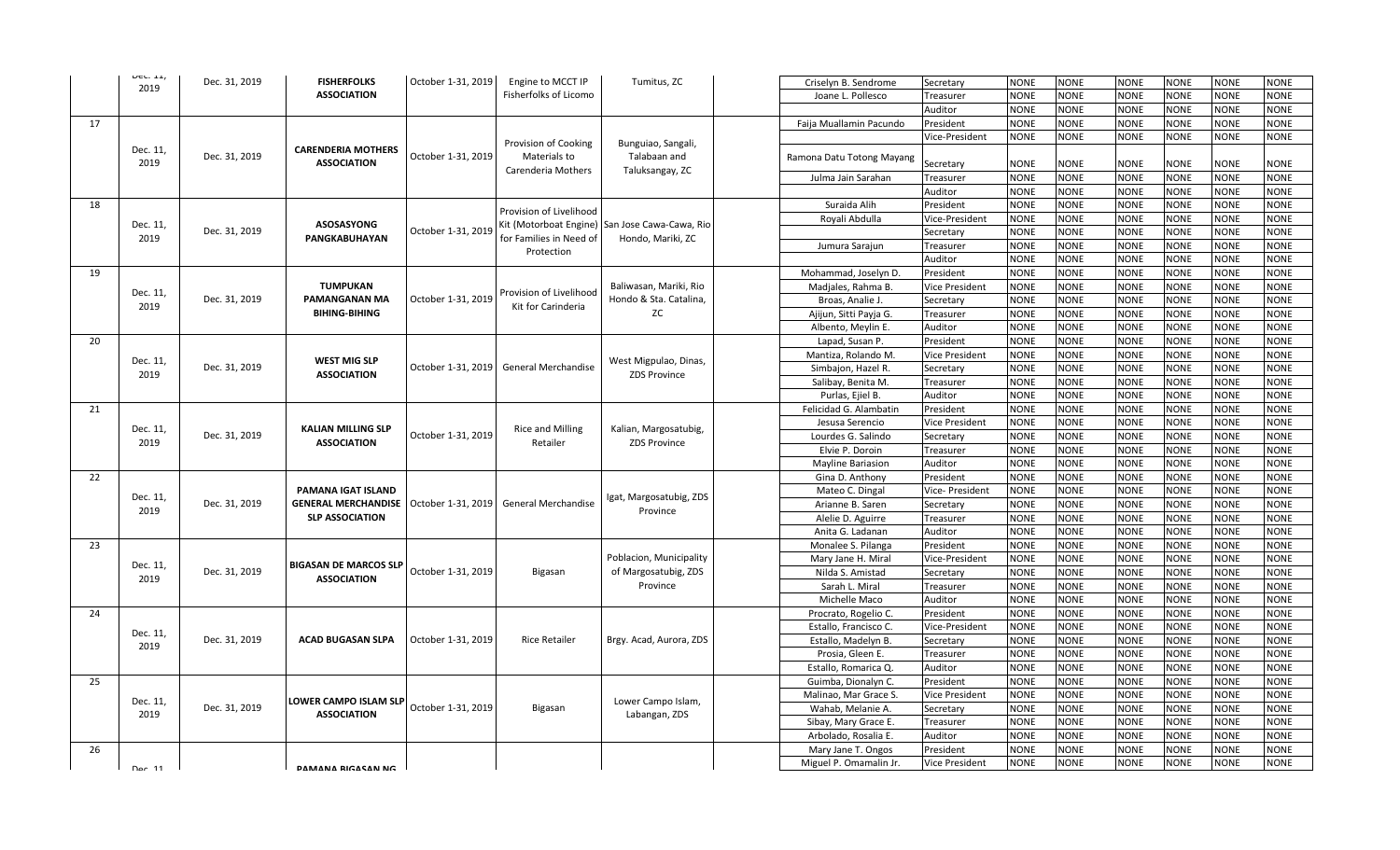| | Dec. 11, 2019 | Dec. 31, 2019 | FISHERFOLKS ASSOCIATION | October 1-31, 2019 | Engine to MCCT IP Fisherfolks of Licomo | Tumitus, ZC | | Criselyn B. Sendrome | Secretary | NONE | NONE | NONE | NONE | NONE | NONE |
|---|---|---|---|---|---|---|---|---|---|---|---|---|---|---|---|
| | | | | | | | | Joane L. Pollesco | Treasurer | NONE | NONE | NONE | NONE | NONE | NONE |
| | | | | | | | | | Auditor | NONE | NONE | NONE | NONE | NONE | NONE |
| 17 | Dec. 11, 2019 | Dec. 31, 2019 | CARENDERIA MOTHERS ASSOCIATION | October 1-31, 2019 | Provision of Cooking Materials to Carenderia Mothers | Bunguiao, Sangali, Talabaan and Taluksangay, ZC | | Faija Muallamin Pacundo | President | NONE | NONE | NONE | NONE | NONE | NONE |
| | | | | | | | | | Vice-President | NONE | NONE | NONE | NONE | NONE | NONE |
| | | | | | | | | Ramona Datu Totong Mayang | Secretary | NONE | NONE | NONE | NONE | NONE | NONE |
| | | | | | | | | Julma Jain Sarahan | Treasurer | NONE | NONE | NONE | NONE | NONE | NONE |
| | | | | | | | | | Auditor | NONE | NONE | NONE | NONE | NONE | NONE |
| 18 | Dec. 11, 2019 | Dec. 31, 2019 | ASOSASYONG PANGKABUHAYAN | October 1-31, 2019 | Provision of Livelihood Kit (Motorboat Engine) for Families in Need of Protection | San Jose Cawa-Cawa, Rio Hondo, Mariki, ZC | | Suraida Alih | President | NONE | NONE | NONE | NONE | NONE | NONE |
| | | | | | | | | Royali Abdulla | Vice-President | NONE | NONE | NONE | NONE | NONE | NONE |
| | | | | | | | | | Secretary | NONE | NONE | NONE | NONE | NONE | NONE |
| | | | | | | | | Jumura Sarajun | Treasurer | NONE | NONE | NONE | NONE | NONE | NONE |
| | | | | | | | | | Auditor | NONE | NONE | NONE | NONE | NONE | NONE |
| 19 | Dec. 11, 2019 | Dec. 31, 2019 | TUMPUKAN PAMANGANAN MA BIHING-BIHING | October 1-31, 2019 | Provision of Livelihood Kit for Carinderia | Baliwasan, Mariki, Rio Hondo & Sta. Catalina, ZC | | Mohammad, Joselyn D. | President | NONE | NONE | NONE | NONE | NONE | NONE |
| | | | | | | | | Madjales, Rahma B. | Vice President | NONE | NONE | NONE | NONE | NONE | NONE |
| | | | | | | | | Broas, Analie J. | Secretary | NONE | NONE | NONE | NONE | NONE | NONE |
| | | | | | | | | Ajijun, Sitti Payja G. | Treasurer | NONE | NONE | NONE | NONE | NONE | NONE |
| | | | | | | | | Albento, Meylin E. | Auditor | NONE | NONE | NONE | NONE | NONE | NONE |
| 20 | Dec. 11, 2019 | Dec. 31, 2019 | WEST MIG SLP ASSOCIATION | October 1-31, 2019 | General Merchandise | West Migpulao, Dinas, ZDS Province | | Lapad, Susan P. | President | NONE | NONE | NONE | NONE | NONE | NONE |
| | | | | | | | | Mantiza, Rolando M. | Vice President | NONE | NONE | NONE | NONE | NONE | NONE |
| | | | | | | | | Simbajon, Hazel R. | Secretary | NONE | NONE | NONE | NONE | NONE | NONE |
| | | | | | | | | Salibay, Benita M. | Treasurer | NONE | NONE | NONE | NONE | NONE | NONE |
| | | | | | | | | Purlas, Ejiel B. | Auditor | NONE | NONE | NONE | NONE | NONE | NONE |
| 21 | Dec. 11, 2019 | Dec. 31, 2019 | KALIAN MILLING SLP ASSOCIATION | October 1-31, 2019 | Rice and Milling Retailer | Kalian, Margosatubig, ZDS Province | | Felicidad G. Alambatin | President | NONE | NONE | NONE | NONE | NONE | NONE |
| | | | | | | | | Jesusa Serencio | Vice President | NONE | NONE | NONE | NONE | NONE | NONE |
| | | | | | | | | Lourdes G. Salindo | Secretary | NONE | NONE | NONE | NONE | NONE | NONE |
| | | | | | | | | Elvie P. Doroin | Treasurer | NONE | NONE | NONE | NONE | NONE | NONE |
| | | | | | | | | Mayline Bariasion | Auditor | NONE | NONE | NONE | NONE | NONE | NONE |
| 22 | Dec. 11, 2019 | Dec. 31, 2019 | PAMANA IGAT ISLAND GENERAL MERCHANDISE SLP ASSOCIATION | October 1-31, 2019 | General Merchandise | Igat, Margosatubig, ZDS Province | | Gina D. Anthony | President | NONE | NONE | NONE | NONE | NONE | NONE |
| | | | | | | | | Mateo C. Dingal | Vice- President | NONE | NONE | NONE | NONE | NONE | NONE |
| | | | | | | | | Arianne B. Saren | Secretary | NONE | NONE | NONE | NONE | NONE | NONE |
| | | | | | | | | Alelie D. Aguirre | Treasurer | NONE | NONE | NONE | NONE | NONE | NONE |
| | | | | | | | | Anita G. Ladanan | Auditor | NONE | NONE | NONE | NONE | NONE | NONE |
| 23 | Dec. 11, 2019 | Dec. 31, 2019 | BIGASAN DE MARCOS SLP ASSOCIATION | October 1-31, 2019 | Bigasan | Poblacion, Municipality of Margosatubig, ZDS Province | | Monalee S. Pilanga | President | NONE | NONE | NONE | NONE | NONE | NONE |
| | | | | | | | | Mary Jane H. Miral | Vice-President | NONE | NONE | NONE | NONE | NONE | NONE |
| | | | | | | | | Nilda S. Amistad | Secretary | NONE | NONE | NONE | NONE | NONE | NONE |
| | | | | | | | | Sarah L. Miral | Treasurer | NONE | NONE | NONE | NONE | NONE | NONE |
| | | | | | | | | Michelle Maco | Auditor | NONE | NONE | NONE | NONE | NONE | NONE |
| 24 | Dec. 11, 2019 | Dec. 31, 2019 | ACAD BUGASAN SLPA | October 1-31, 2019 | Rice Retailer | Brgy. Acad, Aurora, ZDS | | Procrato, Rogelio C. | President | NONE | NONE | NONE | NONE | NONE | NONE |
| | | | | | | | | Estallo, Francisco C. | Vice-President | NONE | NONE | NONE | NONE | NONE | NONE |
| | | | | | | | | Estallo, Madelyn B. | Secretary | NONE | NONE | NONE | NONE | NONE | NONE |
| | | | | | | | | Prosia, Gleen E. | Treasurer | NONE | NONE | NONE | NONE | NONE | NONE |
| | | | | | | | | Estallo, Romarica Q. | Auditor | NONE | NONE | NONE | NONE | NONE | NONE |
| 25 | Dec. 11, 2019 | Dec. 31, 2019 | LOWER CAMPO ISLAM SLP ASSOCIATION | October 1-31, 2019 | Bigasan | Lower Campo Islam, Labangan, ZDS | | Guimba, Dionalyn C. | President | NONE | NONE | NONE | NONE | NONE | NONE |
| | | | | | | | | Malinao, Mar Grace S. | Vice President | NONE | NONE | NONE | NONE | NONE | NONE |
| | | | | | | | | Wahab, Melanie A. | Secretary | NONE | NONE | NONE | NONE | NONE | NONE |
| | | | | | | | | Sibay, Mary Grace E. | Treasurer | NONE | NONE | NONE | NONE | NONE | NONE |
| | | | | | | | | Arbolado, Rosalia E. | Auditor | NONE | NONE | NONE | NONE | NONE | NONE |
| 26 | Dec. 11 | | PAMANA BIGASAN NG | | | | | Mary Jane T. Ongos | President | NONE | NONE | NONE | NONE | NONE | NONE |
| | | | | | | | | Miguel P. Omamalin Jr. | Vice President | NONE | NONE | NONE | NONE | NONE | NONE |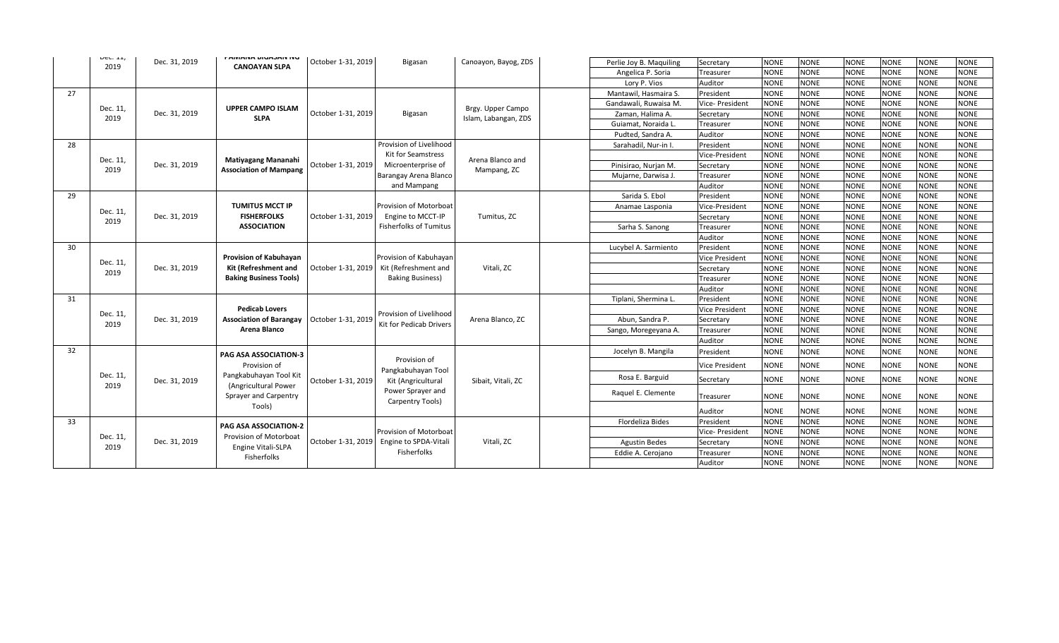| | | | | | | | | | | | | | | | | |
|---|---|---|---|---|---|---|---|---|---|---|---|---|---|---|---|---|
| | Dec. 11, 2019 | Dec. 31, 2019 | PAMANA BIGASAN NG CANOAYAN SLPA | October 1-31, 2019 | Bigasan | Canoayon, Bayog, ZDS | | Perlie Joy B. Maquiling | Secretary | NONE | NONE | NONE | NONE | NONE | NONE |
| | | | | | | | | Angelica P. Soria | Treasurer | NONE | NONE | NONE | NONE | NONE | NONE |
| | | | | | | | | Lory P. Vios | Auditor | NONE | NONE | NONE | NONE | NONE | NONE |
| 27 | Dec. 11, 2019 | Dec. 31, 2019 | UPPER CAMPO ISLAM SLPA | October 1-31, 2019 | Bigasan | Brgy. Upper Campo Islam, Labangan, ZDS | | Mantawil, Hasmaira S. | President | NONE | NONE | NONE | NONE | NONE | NONE |
| | | | | | | | | Gandawali, Ruwaisa M. | Vice- President | NONE | NONE | NONE | NONE | NONE | NONE |
| | | | | | | | | Zaman, Halima A. | Secretary | NONE | NONE | NONE | NONE | NONE | NONE |
| | | | | | | | | Guiamat, Noraida L. | Treasurer | NONE | NONE | NONE | NONE | NONE | NONE |
| | | | | | | | | Pudted, Sandra A. | Auditor | NONE | NONE | NONE | NONE | NONE | NONE |
| 28 | Dec. 11, 2019 | Dec. 31, 2019 | Matiyagang Mananahi Association of Mampang | October 1-31, 2019 | Provision of Livelihood Kit for Seamstress Microenterprise of Barangay Arena Blanco and Mampang | Arena Blanco and Mampang, ZC | | Sarahadil, Nur-in I. | President | NONE | NONE | NONE | NONE | NONE | NONE |
| | | | | | | | | | Vice-President | NONE | NONE | NONE | NONE | NONE | NONE |
| | | | | | | | | Pinisirao, Nurjan M. | Secretary | NONE | NONE | NONE | NONE | NONE | NONE |
| | | | | | | | | Mujarne, Darwisa J. | Treasurer | NONE | NONE | NONE | NONE | NONE | NONE |
| | | | | | | | | | Auditor | NONE | NONE | NONE | NONE | NONE | NONE |
| 29 | Dec. 11, 2019 | Dec. 31, 2019 | TUMITUS MCCT IP FISHERFOLKS ASSOCIATION | October 1-31, 2019 | Provision of Motorboat Engine to MCCT-IP Fisherfolks of Tumitus | Tumitus, ZC | | Sarida S. Ebol | President | NONE | NONE | NONE | NONE | NONE | NONE |
| | | | | | | | | Anamae Lasponia | Vice-President | NONE | NONE | NONE | NONE | NONE | NONE |
| | | | | | | | | | Secretary | NONE | NONE | NONE | NONE | NONE | NONE |
| | | | | | | | | Sarha S. Sanong | Treasurer | NONE | NONE | NONE | NONE | NONE | NONE |
| | | | | | | | | | Auditor | NONE | NONE | NONE | NONE | NONE | NONE |
| 30 | Dec. 11, 2019 | Dec. 31, 2019 | Provision of Kabuhayan Kit (Refreshment and Baking Business Tools) | October 1-31, 2019 | Provision of Kabuhayan Kit (Refreshment and Baking Business) | Vitali, ZC | | Lucybel A. Sarmiento | President | NONE | NONE | NONE | NONE | NONE | NONE |
| | | | | | | | | | Vice President | NONE | NONE | NONE | NONE | NONE | NONE |
| | | | | | | | | | Secretary | NONE | NONE | NONE | NONE | NONE | NONE |
| | | | | | | | | | Treasurer | NONE | NONE | NONE | NONE | NONE | NONE |
| | | | | | | | | | Auditor | NONE | NONE | NONE | NONE | NONE | NONE |
| 31 | Dec. 11, 2019 | Dec. 31, 2019 | Pedicab Lovers Association of Barangay Arena Blanco | October 1-31, 2019 | Provision of Livelihood Kit for Pedicab Drivers | Arena Blanco, ZC | | Tiplani, Shermina L. | President | NONE | NONE | NONE | NONE | NONE | NONE |
| | | | | | | | | | Vice President | NONE | NONE | NONE | NONE | NONE | NONE |
| | | | | | | | | Abun, Sandra P. | Secretary | NONE | NONE | NONE | NONE | NONE | NONE |
| | | | | | | | | Sango, Moregeyana A. | Treasurer | NONE | NONE | NONE | NONE | NONE | NONE |
| | | | | | | | | | Auditor | NONE | NONE | NONE | NONE | NONE | NONE |
| 32 | Dec. 11, 2019 | Dec. 31, 2019 | PAG ASA ASSOCIATION-3 Provision of Pangkabuhayan Tool Kit (Angricultural Power Sprayer and Carpentry Tools) | October 1-31, 2019 | Provision of Pangkabuhayan Tool Kit (Angricultural Power Sprayer and Carpentry Tools) | Sibait, Vitali, ZC | | Jocelyn B. Mangila | President | NONE | NONE | NONE | NONE | NONE | NONE |
| | | | | | | | | | Vice President | NONE | NONE | NONE | NONE | NONE | NONE |
| | | | | | | | | Rosa E. Barguid | Secretary | NONE | NONE | NONE | NONE | NONE | NONE |
| | | | | | | | | Raquel E. Clemente | Treasurer | NONE | NONE | NONE | NONE | NONE | NONE |
| | | | | | | | | | Auditor | NONE | NONE | NONE | NONE | NONE | NONE |
| 33 | Dec. 11, 2019 | Dec. 31, 2019 | PAG ASA ASSOCIATION-2 Provision of Motorboat Engine Vitali-SLPA Fisherfolks | October 1-31, 2019 | Provision of Motorboat Engine to SPDA-Vitali Fisherfolks | Vitali, ZC | | Flordeliza Bides | President | NONE | NONE | NONE | NONE | NONE | NONE |
| | | | | | | | | | Vice- President | NONE | NONE | NONE | NONE | NONE | NONE |
| | | | | | | | | Agustin Bedes | Secretary | NONE | NONE | NONE | NONE | NONE | NONE |
| | | | | | | | | Eddie A. Cerojano | Treasurer | NONE | NONE | NONE | NONE | NONE | NONE |
| | | | | | | | | | Auditor | NONE | NONE | NONE | NONE | NONE | NONE |